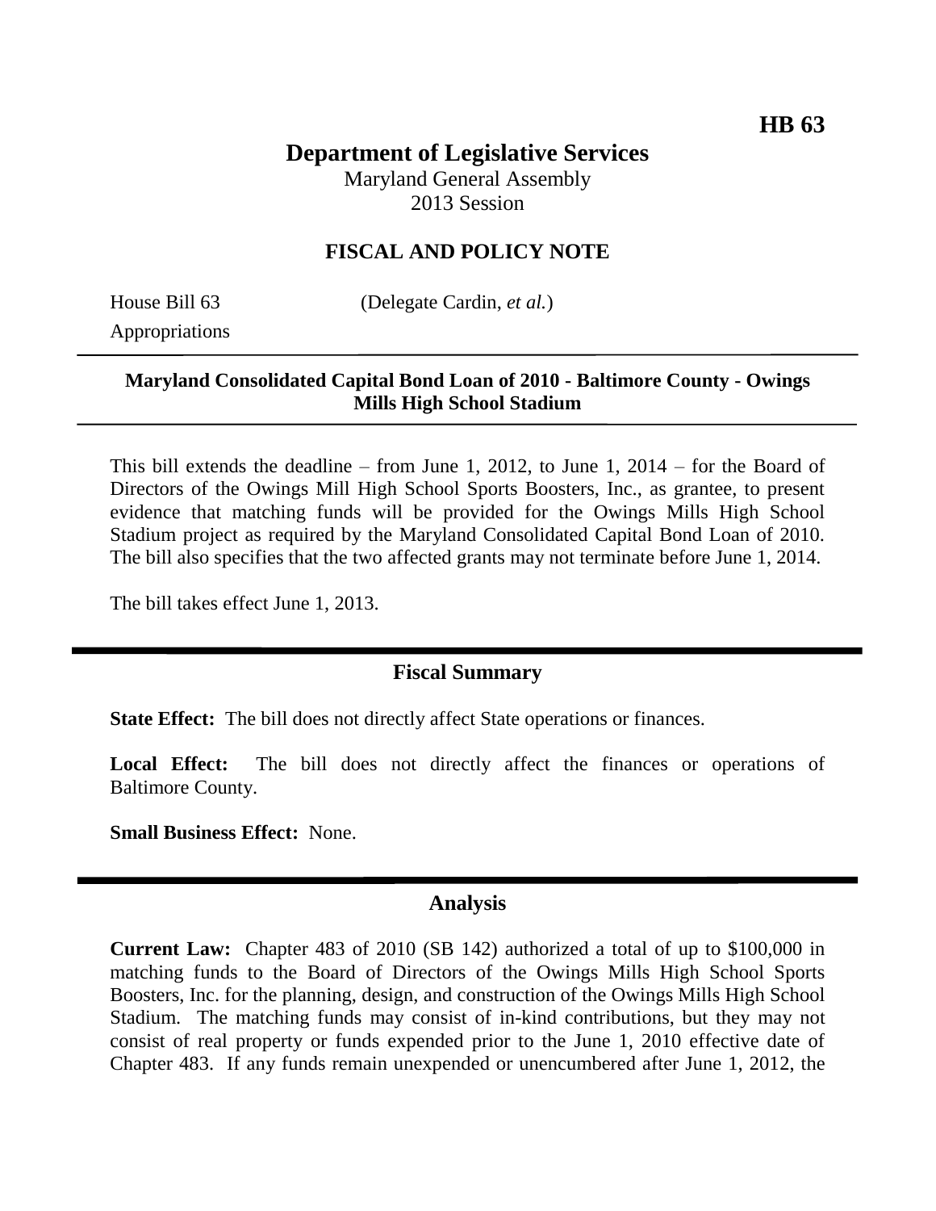**HB 63**

# Department of Legislative Services

Maryland General Assembly
2013 Session

## FISCAL AND POLICY NOTE

House Bill 63 (Delegate Cardin, *et al.*)
Appropriations

---

**Maryland Consolidated Capital Bond Loan of 2010 - Baltimore County - Owings Mills High School Stadium**

---

This bill extends the deadline – from June 1, 2012, to June 1, 2014 – for the Board of Directors of the Owings Mill High School Sports Boosters, Inc., as grantee, to present evidence that matching funds will be provided for the Owings Mills High School Stadium project as required by the Maryland Consolidated Capital Bond Loan of 2010. The bill also specifies that the two affected grants may not terminate before June 1, 2014.

The bill takes effect June 1, 2013.

---

## Fiscal Summary

**State Effect:** The bill does not directly affect State operations or finances.

**Local Effect:** The bill does not directly affect the finances or operations of Baltimore County.

**Small Business Effect:** None.

---

## Analysis

**Current Law:** Chapter 483 of 2010 (SB 142) authorized a total of up to $100,000 in matching funds to the Board of Directors of the Owings Mills High School Sports Boosters, Inc. for the planning, design, and construction of the Owings Mills High School Stadium. The matching funds may consist of in-kind contributions, but they may not consist of real property or funds expended prior to the June 1, 2010 effective date of Chapter 483. If any funds remain unexpended or unencumbered after June 1, 2012, the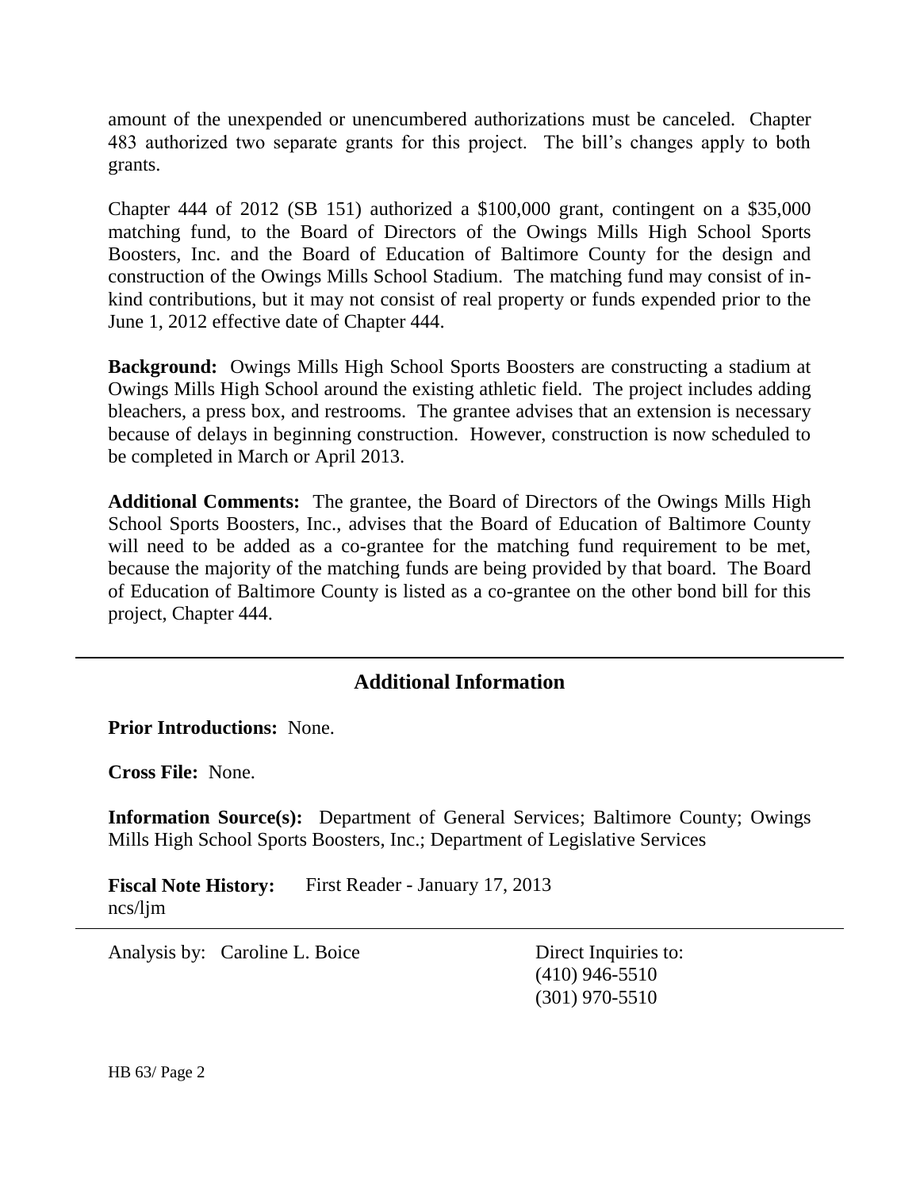amount of the unexpended or unencumbered authorizations must be canceled. Chapter 483 authorized two separate grants for this project. The bill's changes apply to both grants.

Chapter 444 of 2012 (SB 151) authorized a $100,000 grant, contingent on a $35,000 matching fund, to the Board of Directors of the Owings Mills High School Sports Boosters, Inc. and the Board of Education of Baltimore County for the design and construction of the Owings Mills School Stadium. The matching fund may consist of in-kind contributions, but it may not consist of real property or funds expended prior to the June 1, 2012 effective date of Chapter 444.

**Background:** Owings Mills High School Sports Boosters are constructing a stadium at Owings Mills High School around the existing athletic field. The project includes adding bleachers, a press box, and restrooms. The grantee advises that an extension is necessary because of delays in beginning construction. However, construction is now scheduled to be completed in March or April 2013.

**Additional Comments:** The grantee, the Board of Directors of the Owings Mills High School Sports Boosters, Inc., advises that the Board of Education of Baltimore County will need to be added as a co-grantee for the matching fund requirement to be met, because the majority of the matching funds are being provided by that board. The Board of Education of Baltimore County is listed as a co-grantee on the other bond bill for this project, Chapter 444.

## Additional Information

**Prior Introductions:** None.

**Cross File:** None.

**Information Source(s):** Department of General Services; Baltimore County; Owings Mills High School Sports Boosters, Inc.; Department of Legislative Services

**Fiscal Note History:** First Reader - January 17, 2013
ncs/ljm

Analysis by: Caroline L. Boice

Direct Inquiries to:
(410) 946-5510
(301) 970-5510